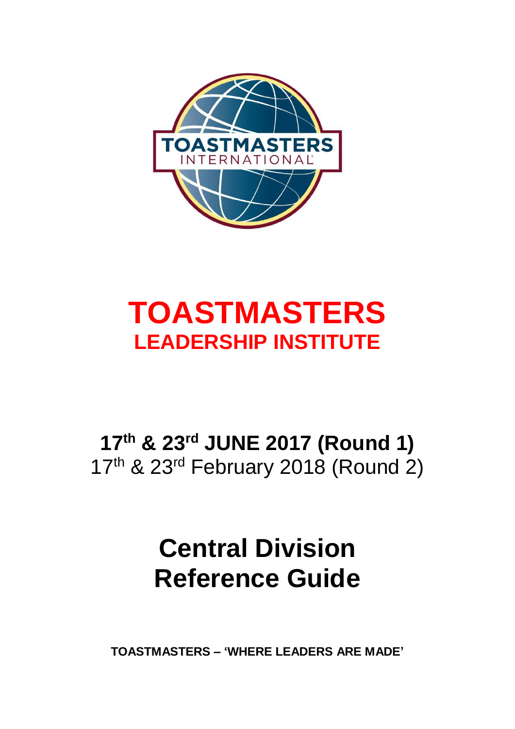TOASTMASTERS INTERNATIONAL

# TOASTMASTERS
## LEADERSHIP INSTITUTE

**17th & 23rd JUNE 2017 (Round 1)**
17th & 23rd February 2018 (Round 2)

# Central Division Reference Guide

**TOASTMASTERS – 'WHERE LEADERS ARE MADE'**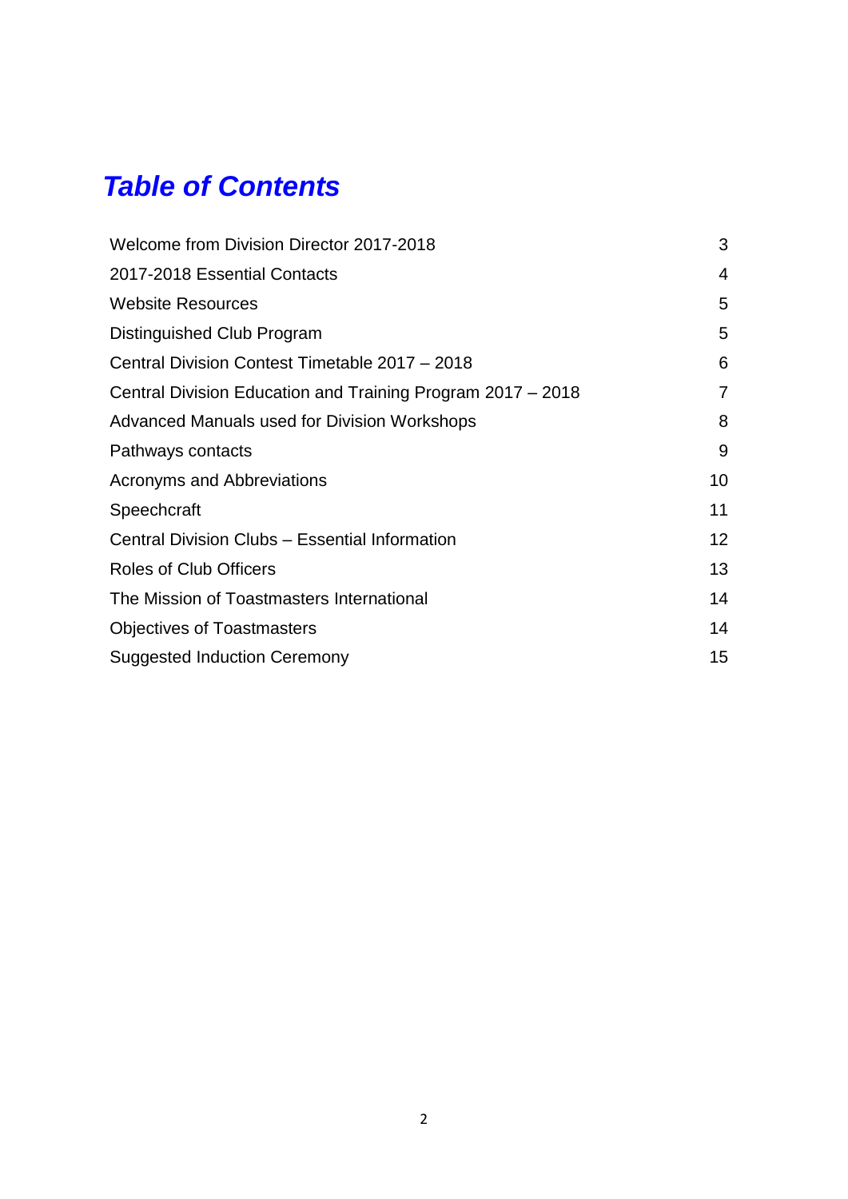# *Table of Contents*

| | |
|---|---|
| Welcome from Division Director 2017-2018 | 3 |
| 2017-2018 Essential Contacts | 4 |
| Website Resources | 5 |
| Distinguished Club Program | 5 |
| Central Division Contest Timetable 2017 – 2018 | 6 |
| Central Division Education and Training Program 2017 – 2018 | 7 |
| Advanced Manuals used for Division Workshops | 8 |
| Pathways contacts | 9 |
| Acronyms and Abbreviations | 10 |
| Speechcraft | 11 |
| Central Division Clubs – Essential Information | 12 |
| Roles of Club Officers | 13 |
| The Mission of Toastmasters International | 14 |
| Objectives of Toastmasters | 14 |
| Suggested Induction Ceremony | 15 |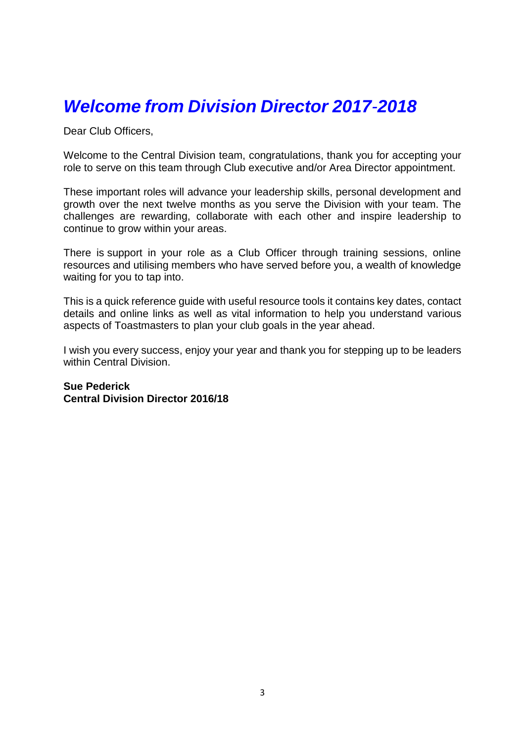# *Welcome from Division Director 2017-2018*

Dear Club Officers,

Welcome to the Central Division team, congratulations, thank you for accepting your role to serve on this team through Club executive and/or Area Director appointment.

These important roles will advance your leadership skills, personal development and growth over the next twelve months as you serve the Division with your team. The challenges are rewarding, collaborate with each other and inspire leadership to continue to grow within your areas.

There is support in your role as a Club Officer through training sessions, online resources and utilising members who have served before you, a wealth of knowledge waiting for you to tap into.

This is a quick reference guide with useful resource tools it contains key dates, contact details and online links as well as vital information to help you understand various aspects of Toastmasters to plan your club goals in the year ahead.

I wish you every success, enjoy your year and thank you for stepping up to be leaders within Central Division.

**Sue Pederick**
**Central Division Director 2016/18**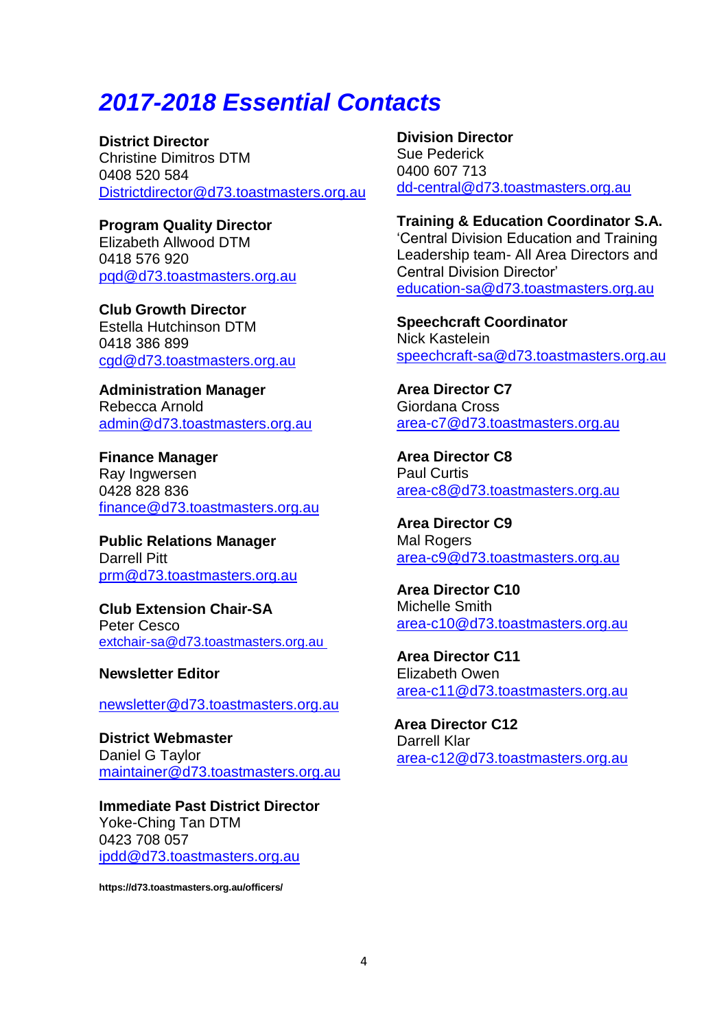# *2017-2018 Essential Contacts*

**District Director**
Christine Dimitros DTM
0408 520 584
Districtdirector@d73.toastmasters.org.au

**Program Quality Director**
Elizabeth Allwood DTM
0418 576 920
pqd@d73.toastmasters.org.au

**Club Growth Director**
Estella Hutchinson DTM
0418 386 899
cgd@d73.toastmasters.org.au

**Administration Manager**
Rebecca Arnold
admin@d73.toastmasters.org.au

**Finance Manager**
Ray Ingwersen
0428 828 836
finance@d73.toastmasters.org.au

**Public Relations Manager**
Darrell Pitt
prm@d73.toastmasters.org.au

**Club Extension Chair-SA**
Peter Cesco
extchair-sa@d73.toastmasters.org.au

**Newsletter Editor**

newsletter@d73.toastmasters.org.au

**District Webmaster**
Daniel G Taylor
maintainer@d73.toastmasters.org.au

**Immediate Past District Director**
Yoke-Ching Tan DTM
0423 708 057
ipdd@d73.toastmasters.org.au

**https://d73.toastmasters.org.au/officers/**

**Division Director**
Sue Pederick
0400 607 713
dd-central@d73.toastmasters.org.au

**Training & Education Coordinator S.A.**
'Central Division Education and Training Leadership team- All Area Directors and Central Division Director'
education-sa@d73.toastmasters.org.au

**Speechcraft Coordinator**
Nick Kastelein
speechcraft-sa@d73.toastmasters.org.au

**Area Director C7**
Giordana Cross
area-c7@d73.toastmasters.org.au

**Area Director C8**
Paul Curtis
area-c8@d73.toastmasters.org.au

**Area Director C9**
Mal Rogers
area-c9@d73.toastmasters.org.au

**Area Director C10**
Michelle Smith
area-c10@d73.toastmasters.org.au

**Area Director C11**
Elizabeth Owen
area-c11@d73.toastmasters.org.au

**Area Director C12**
Darrell Klar
area-c12@d73.toastmasters.org.au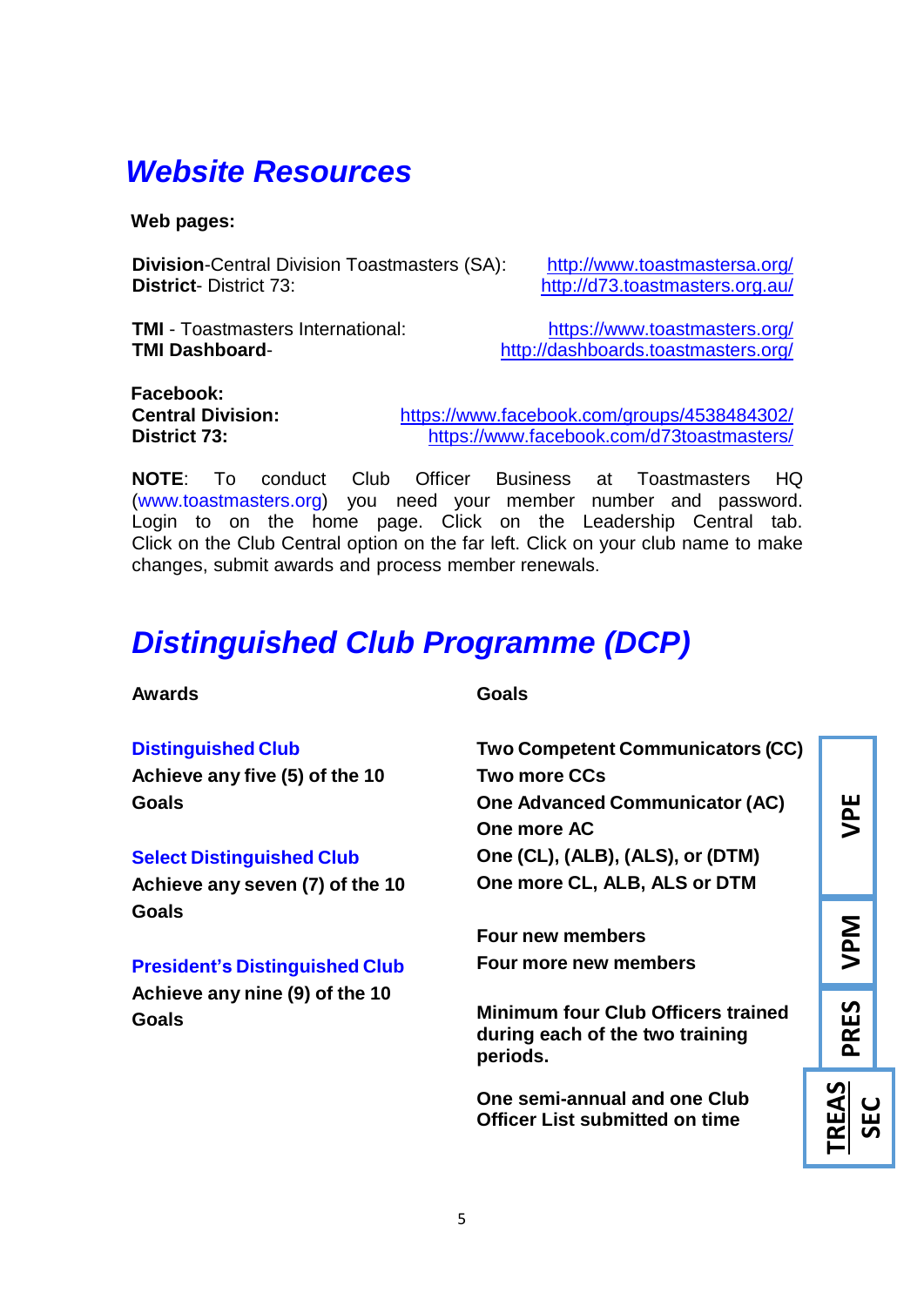## *Website Resources*

**Web pages:**

**Division**-Central Division Toastmasters (SA): http://www.toastmastersa.org/
**District**- District 73: http://d73.toastmasters.org.au/

**TMI** - Toastmasters International: https://www.toastmasters.org/
**TMI Dashboard**- http://dashboards.toastmasters.org/

**Facebook:**
**Central Division:** https://www.facebook.com/groups/4538484302/
**District 73:** https://www.facebook.com/d73toastmasters/

**NOTE**: To conduct Club Officer Business at Toastmasters HQ (www.toastmasters.org) you need your member number and password. Login to on the home page. Click on the Leadership Central tab. Click on the Club Central option on the far left. Click on your club name to make changes, submit awards and process member renewals.

## *Distinguished Club Programme (DCP)*

| Awards | Goals | |
|---|---|---|
| **Distinguished Club**<br>**Achieve any five (5) of the 10 Goals** | **Two Competent Communicators (CC)**<br>**Two more CCs**<br>**One Advanced Communicator (AC)**<br>**One more AC**<br>**One (CL), (ALB), (ALS), or (DTM)**<br>**One more CL, ALB, ALS or DTM** | **VPE** |
| **Select Distinguished Club**<br>**Achieve any seven (7) of the 10 Goals** | **Four new members**<br>**Four more new members** | **VPM** |
| **President's Distinguished Club**<br>**Achieve any nine (9) of the 10 Goals** | **Minimum four Club Officers trained during each of the two training periods.** | **PRES** |
| | **One semi-annual and one Club Officer List submitted on time** | **TREAS SEC** |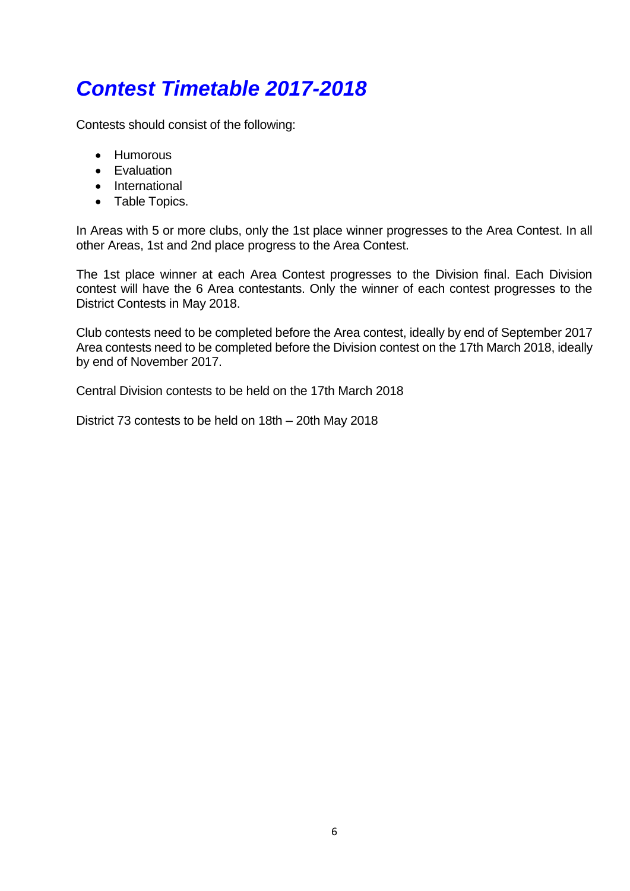# *Contest Timetable 2017-2018*

Contests should consist of the following:

- Humorous
- Evaluation
- International
- Table Topics.

In Areas with 5 or more clubs, only the 1st place winner progresses to the Area Contest. In all other Areas, 1st and 2nd place progress to the Area Contest.

The 1st place winner at each Area Contest progresses to the Division final. Each Division contest will have the 6 Area contestants. Only the winner of each contest progresses to the District Contests in May 2018.

Club contests need to be completed before the Area contest, ideally by end of September 2017
Area contests need to be completed before the Division contest on the 17th March 2018, ideally by end of November 2017.

Central Division contests to be held on the 17th March 2018

District 73 contests to be held on 18th – 20th May 2018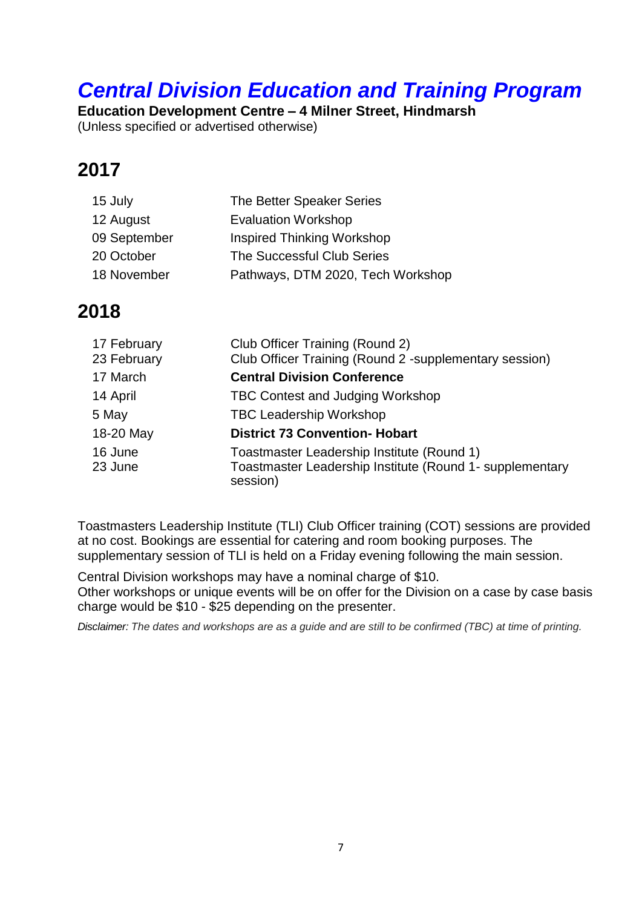# *Central Division Education and Training Program*

**Education Development Centre – 4 Milner Street, Hindmarsh**
(Unless specified or advertised otherwise)

## 2017

| | |
|---|---|
| 15 July | The Better Speaker Series |
| 12 August | Evaluation Workshop |
| 09 September | Inspired Thinking Workshop |
| 20 October | The Successful Club Series |
| 18 November | Pathways, DTM 2020, Tech Workshop |

## 2018

| | |
|---|---|
| 17 February<br>23 February | Club Officer Training (Round 2)<br>Club Officer Training (Round 2 -supplementary session) |
| 17 March | **Central Division Conference** |
| 14 April | TBC Contest and Judging Workshop |
| 5 May | TBC Leadership Workshop |
| 18-20 May | **District 73 Convention- Hobart** |
| 16 June<br>23 June | Toastmaster Leadership Institute (Round 1)<br>Toastmaster Leadership Institute (Round 1- supplementary session) |

Toastmasters Leadership Institute (TLI) Club Officer training (COT) sessions are provided at no cost. Bookings are essential for catering and room booking purposes. The supplementary session of TLI is held on a Friday evening following the main session.

Central Division workshops may have a nominal charge of $10.
Other workshops or unique events will be on offer for the Division on a case by case basis charge would be $10 - $25 depending on the presenter.

*Disclaimer: The dates and workshops are as a guide and are still to be confirmed (TBC) at time of printing.*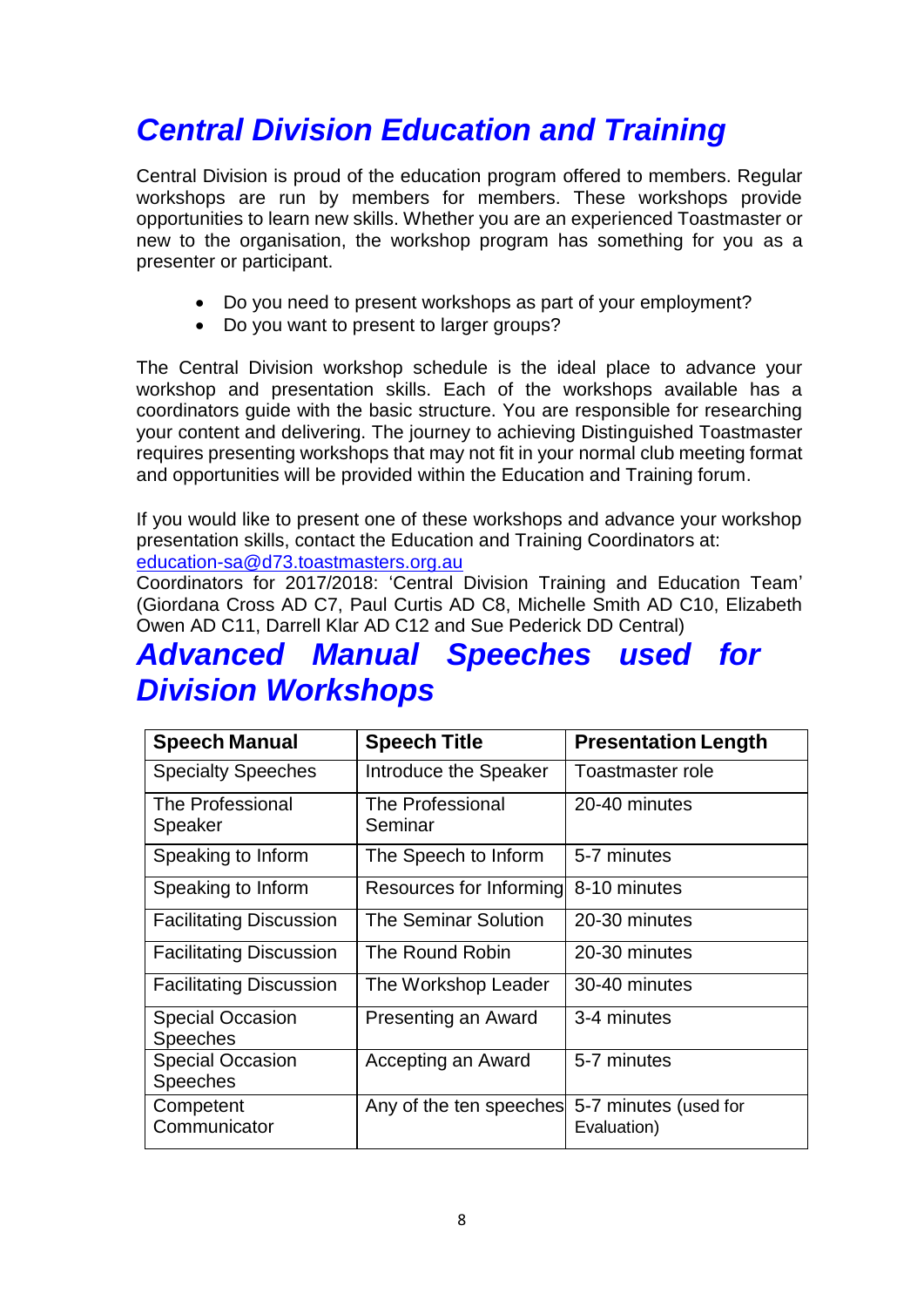# *Central Division Education and Training*

Central Division is proud of the education program offered to members. Regular workshops are run by members for members. These workshops provide opportunities to learn new skills. Whether you are an experienced Toastmaster or new to the organisation, the workshop program has something for you as a presenter or participant.

- Do you need to present workshops as part of your employment?
- Do you want to present to larger groups?

The Central Division workshop schedule is the ideal place to advance your workshop and presentation skills. Each of the workshops available has a coordinators guide with the basic structure. You are responsible for researching your content and delivering. The journey to achieving Distinguished Toastmaster requires presenting workshops that may not fit in your normal club meeting format and opportunities will be provided within the Education and Training forum.

If you would like to present one of these workshops and advance your workshop presentation skills, contact the Education and Training Coordinators at: education-sa@d73.toastmasters.org.au

Coordinators for 2017/2018: 'Central Division Training and Education Team' (Giordana Cross AD C7, Paul Curtis AD C8, Michelle Smith AD C10, Elizabeth Owen AD C11, Darrell Klar AD C12 and Sue Pederick DD Central)

# *Advanced Manual Speeches used for Division Workshops*

| Speech Manual | Speech Title | Presentation Length |
|---|---|---|
| Specialty Speeches | Introduce the Speaker | Toastmaster role |
| The Professional Speaker | The Professional Seminar | 20-40 minutes |
| Speaking to Inform | The Speech to Inform | 5-7 minutes |
| Speaking to Inform | Resources for Informing | 8-10 minutes |
| Facilitating Discussion | The Seminar Solution | 20-30 minutes |
| Facilitating Discussion | The Round Robin | 20-30 minutes |
| Facilitating Discussion | The Workshop Leader | 30-40 minutes |
| Special Occasion Speeches | Presenting an Award | 3-4 minutes |
| Special Occasion Speeches | Accepting an Award | 5-7 minutes |
| Competent Communicator | Any of the ten speeches | 5-7 minutes (used for Evaluation) |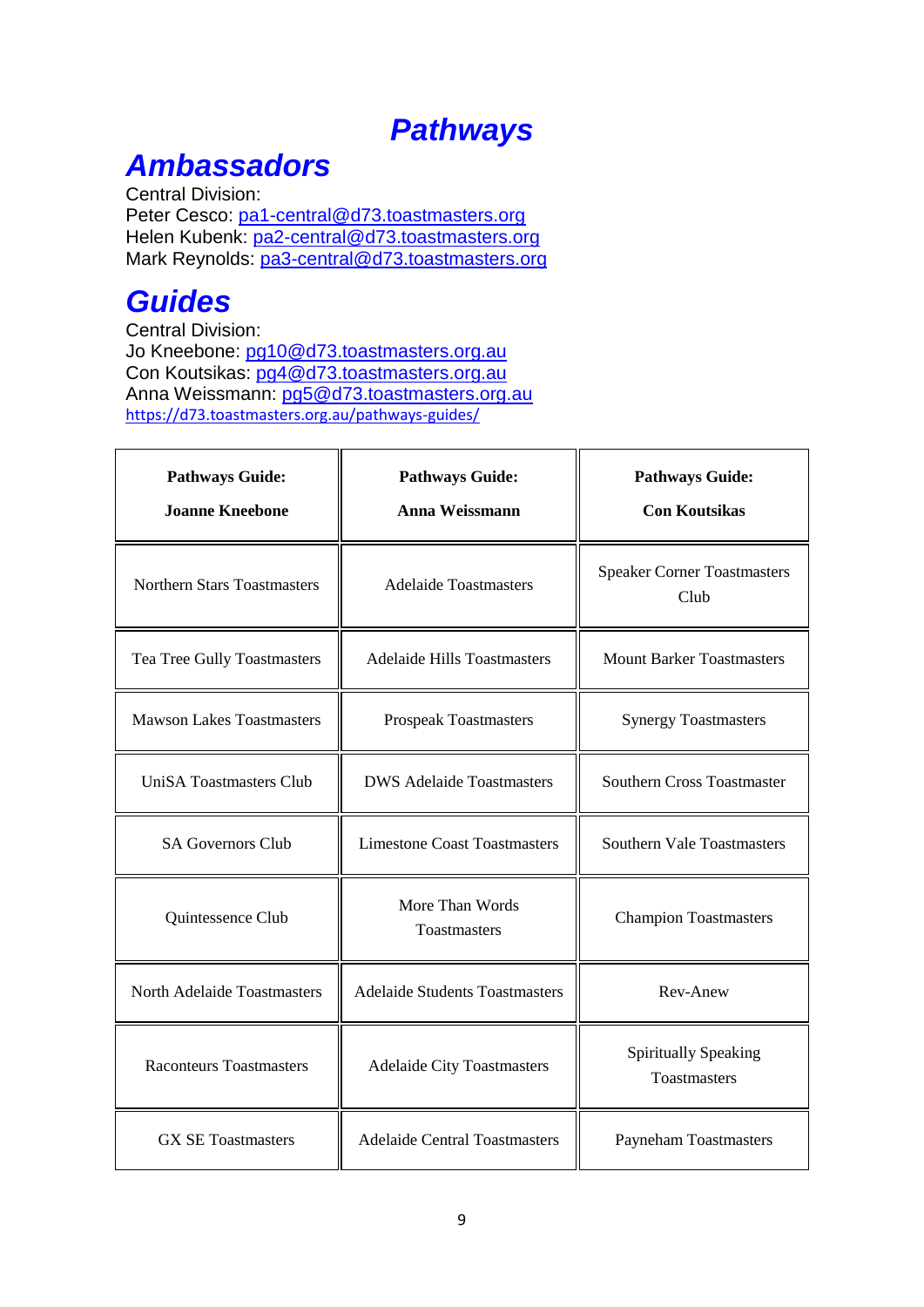# Pathways

## Ambassadors

Central Division:
Peter Cesco: pa1-central@d73.toastmasters.org
Helen Kubenk: pa2-central@d73.toastmasters.org
Mark Reynolds: pa3-central@d73.toastmasters.org

## Guides

Central Division:
Jo Kneebone: pg10@d73.toastmasters.org.au
Con Koutsikas: pg4@d73.toastmasters.org.au
Anna Weissmann: pg5@d73.toastmasters.org.au
https://d73.toastmasters.org.au/pathways-guides/

| **Pathways Guide: Joanne Kneebone** | **Pathways Guide: Anna Weissmann** | **Pathways Guide: Con Koutsikas** |
|---|---|---|
| Northern Stars Toastmasters | Adelaide Toastmasters | Speaker Corner Toastmasters Club |
| Tea Tree Gully Toastmasters | Adelaide Hills Toastmasters | Mount Barker Toastmasters |
| Mawson Lakes Toastmasters | Prospeak Toastmasters | Synergy Toastmasters |
| UniSA Toastmasters Club | DWS Adelaide Toastmasters | Southern Cross Toastmaster |
| SA Governors Club | Limestone Coast Toastmasters | Southern Vale Toastmasters |
| Quintessence Club | More Than Words Toastmasters | Champion Toastmasters |
| North Adelaide Toastmasters | Adelaide Students Toastmasters | Rev-Anew |
| Raconteurs Toastmasters | Adelaide City Toastmasters | Spiritually Speaking Toastmasters |
| GX SE Toastmasters | Adelaide Central Toastmasters | Payneham Toastmasters |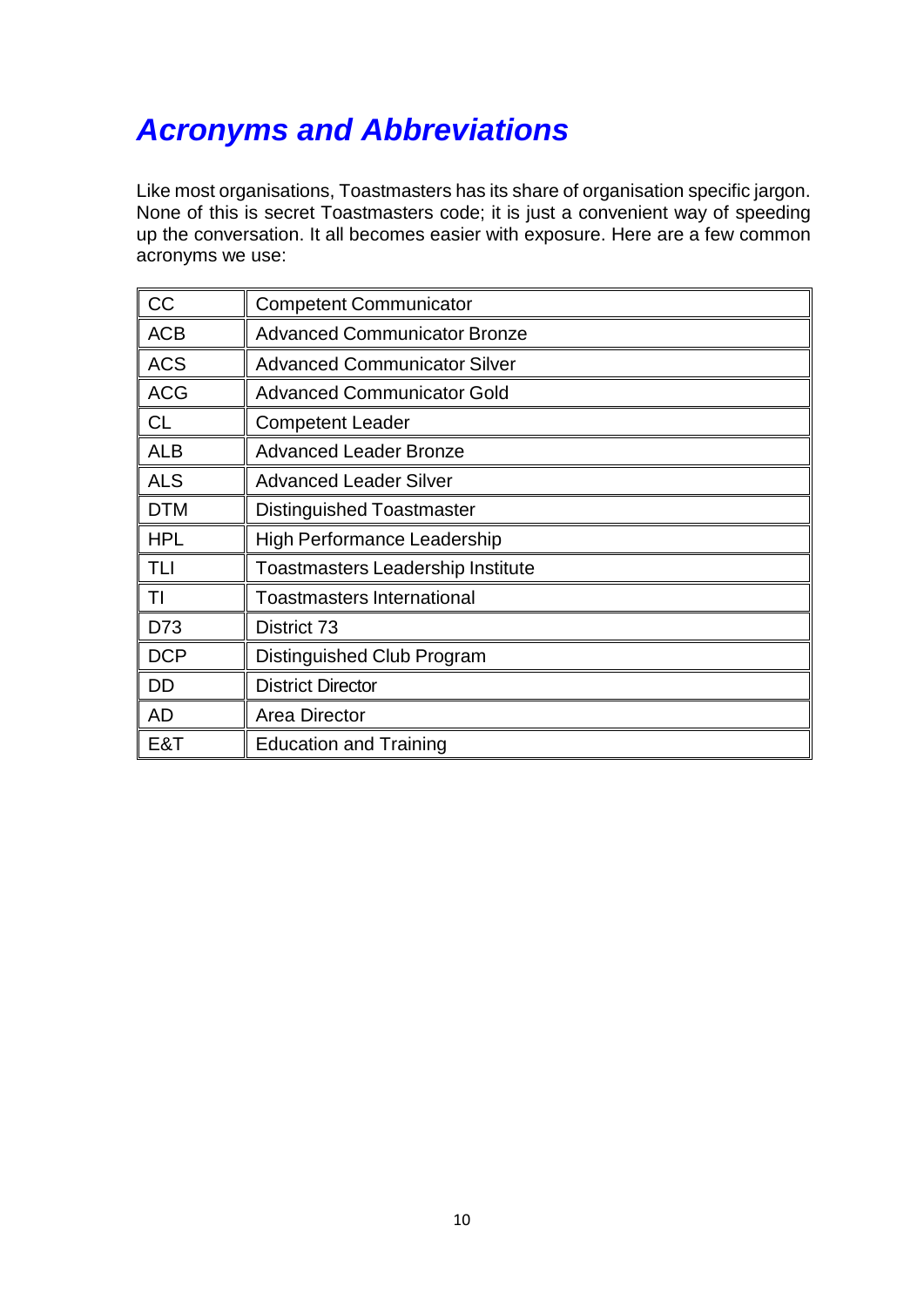# *Acronyms and Abbreviations*

Like most organisations, Toastmasters has its share of organisation specific jargon. None of this is secret Toastmasters code; it is just a convenient way of speeding up the conversation. It all becomes easier with exposure. Here are a few common acronyms we use:

| | |
|---|---|
| CC | Competent Communicator |
| ACB | Advanced Communicator Bronze |
| ACS | Advanced Communicator Silver |
| ACG | Advanced Communicator Gold |
| CL | Competent Leader |
| ALB | Advanced Leader Bronze |
| ALS | Advanced Leader Silver |
| DTM | Distinguished Toastmaster |
| HPL | High Performance Leadership |
| TLI | Toastmasters Leadership Institute |
| TI | Toastmasters International |
| D73 | District 73 |
| DCP | Distinguished Club Program |
| DD | District Director |
| AD | Area Director |
| E&T | Education and Training |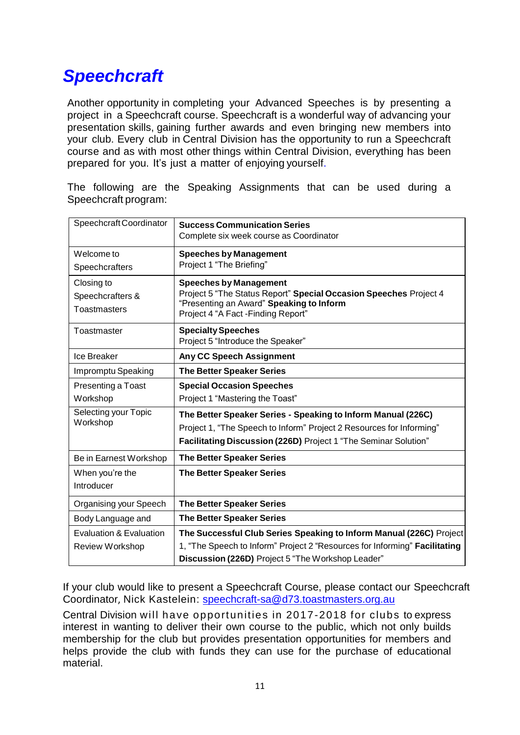# *Speechcraft*

Another opportunity in completing your Advanced Speeches is by presenting a project in a Speechcraft course. Speechcraft is a wonderful way of advancing your presentation skills, gaining further awards and even bringing new members into your club. Every club in Central Division has the opportunity to run a Speechcraft course and as with most other things within Central Division, everything has been prepared for you. It's just a matter of enjoying yourself.

The following are the Speaking Assignments that can be used during a Speechcraft program:

| | |
|---|---|
| Speechcraft Coordinator | **Success Communication Series**<br>Complete six week course as Coordinator |
| Welcome to Speechcrafters | **Speeches by Management**<br>Project 1 "The Briefing" |
| Closing to Speechcrafters & Toastmasters | **Speeches by Management**<br>Project 5 "The Status Report" **Special Occasion Speeches** Project 4 "Presenting an Award" **Speaking to Inform**<br>Project 4 "A Fact -Finding Report" |
| Toastmaster | **Specialty Speeches**<br>Project 5 "Introduce the Speaker" |
| Ice Breaker | **Any CC Speech Assignment** |
| Impromptu Speaking | **The Better Speaker Series** |
| Presenting a Toast Workshop | **Special Occasion Speeches**<br>Project 1 "Mastering the Toast" |
| Selecting your Topic Workshop | **The Better Speaker Series - Speaking to Inform Manual (226C)**<br>Project 1, "The Speech to Inform" Project 2 Resources for Informing"<br>**Facilitating Discussion (226D)** Project 1 "The Seminar Solution" |
| Be in Earnest Workshop | **The Better Speaker Series** |
| When you're the Introducer | **The Better Speaker Series** |
| Organising your Speech | **The Better Speaker Series** |
| Body Language and | **The Better Speaker Series** |
| Evaluation & Evaluation Review Workshop | **The Successful Club Series Speaking to Inform Manual (226C)** Project 1, "The Speech to Inform" Project 2 "Resources for Informing" **Facilitating Discussion (226D)** Project 5 "The Workshop Leader" |

If your club would like to present a Speechcraft Course, please contact our Speechcraft Coordinator, Nick Kastelein: speechcraft-sa@d73.toastmasters.org.au

Central Division will have opportunities in 2017-2018 for clubs to express interest in wanting to deliver their own course to the public, which not only builds membership for the club but provides presentation opportunities for members and helps provide the club with funds they can use for the purchase of educational material.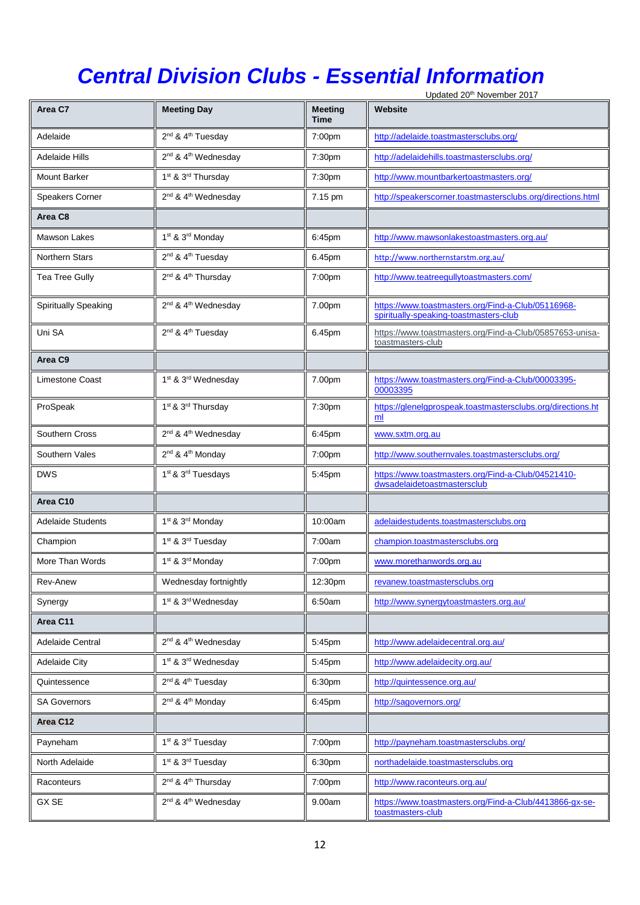# *Central Division Clubs - Essential Information*

Updated 20th November 2017

| **Area C7** | **Meeting Day** | **Meeting Time** | **Website** |
|---|---|---|---|
| Adelaide | 2nd & 4th Tuesday | 7:00pm | http://adelaide.toastmastersclubs.org/ |
| Adelaide Hills | 2nd & 4th Wednesday | 7:30pm | http://adelaidehills.toastmastersclubs.org/ |
| Mount Barker | 1st & 3rd Thursday | 7:30pm | http://www.mountbarkertoastmasters.org/ |
| Speakers Corner | 2nd & 4th Wednesday | 7.15 pm | http://speakerscorner.toastmastersclubs.org/directions.html |
| **Area C8** | | | |
| Mawson Lakes | 1st & 3rd Monday | 6:45pm | http://www.mawsonlakestoastmasters.org.au/ |
| Northern Stars | 2nd & 4th Tuesday | 6.45pm | http://www.northernstarstm.org.au/ |
| Tea Tree Gully | 2nd & 4th Thursday | 7:00pm | http://www.teatreegullytoastmasters.com/ |
| Spiritually Speaking | 2nd & 4th Wednesday | 7.00pm | https://www.toastmasters.org/Find-a-Club/05116968-spiritually-speaking-toastmasters-club |
| Uni SA | 2nd & 4th Tuesday | 6.45pm | https://www.toastmasters.org/Find-a-Club/05857653-unisa-toastmasters-club |
| **Area C9** | | | |
| Limestone Coast | 1st & 3rd Wednesday | 7.00pm | https://www.toastmasters.org/Find-a-Club/00003395-00003395 |
| ProSpeak | 1st & 3rd Thursday | 7:30pm | https://glenelgprospeak.toastmastersclubs.org/directions.html |
| Southern Cross | 2nd & 4th Wednesday | 6:45pm | www.sxtm.org.au |
| Southern Vales | 2nd & 4th Monday | 7:00pm | http://www.southernvales.toastmastersclubs.org/ |
| DWS | 1st & 3rd Tuesdays | 5:45pm | https://www.toastmasters.org/Find-a-Club/04521410-dwsadelaidetoastmastersclub |
| **Area C10** | | | |
| Adelaide Students | 1st & 3rd Monday | 10:00am | adelaidestudents.toastmastersclubs.org |
| Champion | 1st & 3rd Tuesday | 7:00am | champion.toastmastersclubs.org |
| More Than Words | 1st & 3rd Monday | 7:00pm | www.morethanwords.org.au |
| Rev-Anew | Wednesday fortnightly | 12:30pm | revanew.toastmastersclubs.org |
| Synergy | 1st & 3rd Wednesday | 6:50am | http://www.synergytoastmasters.org.au/ |
| **Area C11** | | | |
| Adelaide Central | 2nd & 4th Wednesday | 5:45pm | http://www.adelaidecentral.org.au/ |
| Adelaide City | 1st & 3rd Wednesday | 5:45pm | http://www.adelaidecity.org.au/ |
| Quintessence | 2nd & 4th Tuesday | 6:30pm | http://quintessence.org.au/ |
| SA Governors | 2nd & 4th Monday | 6:45pm | http://sagovernors.org/ |
| **Area C12** | | | |
| Payneham | 1st & 3rd Tuesday | 7:00pm | http://payneham.toastmastersclubs.org/ |
| North Adelaide | 1st & 3rd Tuesday | 6:30pm | northadelaide.toastmastersclubs.org |
| Raconteurs | 2nd & 4th Thursday | 7:00pm | http://www.raconteurs.org.au/ |
| GX SE | 2nd & 4th Wednesday | 9.00am | https://www.toastmasters.org/Find-a-Club/4413866-gx-se-toastmasters-club |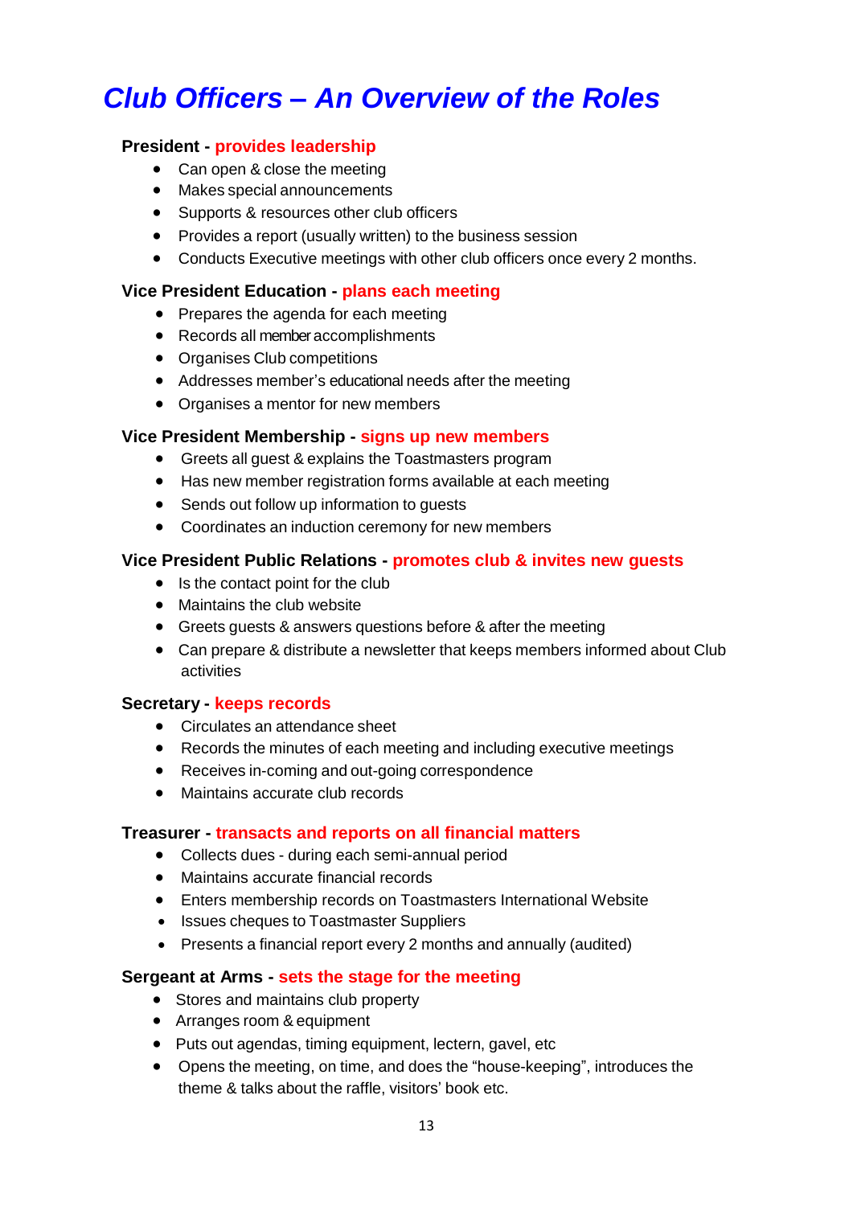# *Club Officers – An Overview of the Roles*

**President - provides leadership**

- Can open & close the meeting
- Makes special announcements
- Supports & resources other club officers
- Provides a report (usually written) to the business session
- Conducts Executive meetings with other club officers once every 2 months.

**Vice President Education - plans each meeting**

- Prepares the agenda for each meeting
- Records all member accomplishments
- Organises Club competitions
- Addresses member's educational needs after the meeting
- Organises a mentor for new members

**Vice President Membership - signs up new members**

- Greets all guest & explains the Toastmasters program
- Has new member registration forms available at each meeting
- Sends out follow up information to guests
- Coordinates an induction ceremony for new members

**Vice President Public Relations - promotes club & invites new guests**

- Is the contact point for the club
- Maintains the club website
- Greets guests & answers questions before & after the meeting
- Can prepare & distribute a newsletter that keeps members informed about Club activities

**Secretary - keeps records**

- Circulates an attendance sheet
- Records the minutes of each meeting and including executive meetings
- Receives in-coming and out-going correspondence
- Maintains accurate club records

**Treasurer - transacts and reports on all financial matters**

- Collects dues - during each semi-annual period
- Maintains accurate financial records
- Enters membership records on Toastmasters International Website
- Issues cheques to Toastmaster Suppliers
- Presents a financial report every 2 months and annually (audited)

**Sergeant at Arms - sets the stage for the meeting**

- Stores and maintains club property
- Arranges room & equipment
- Puts out agendas, timing equipment, lectern, gavel, etc
- Opens the meeting, on time, and does the "house-keeping", introduces the theme & talks about the raffle, visitors' book etc.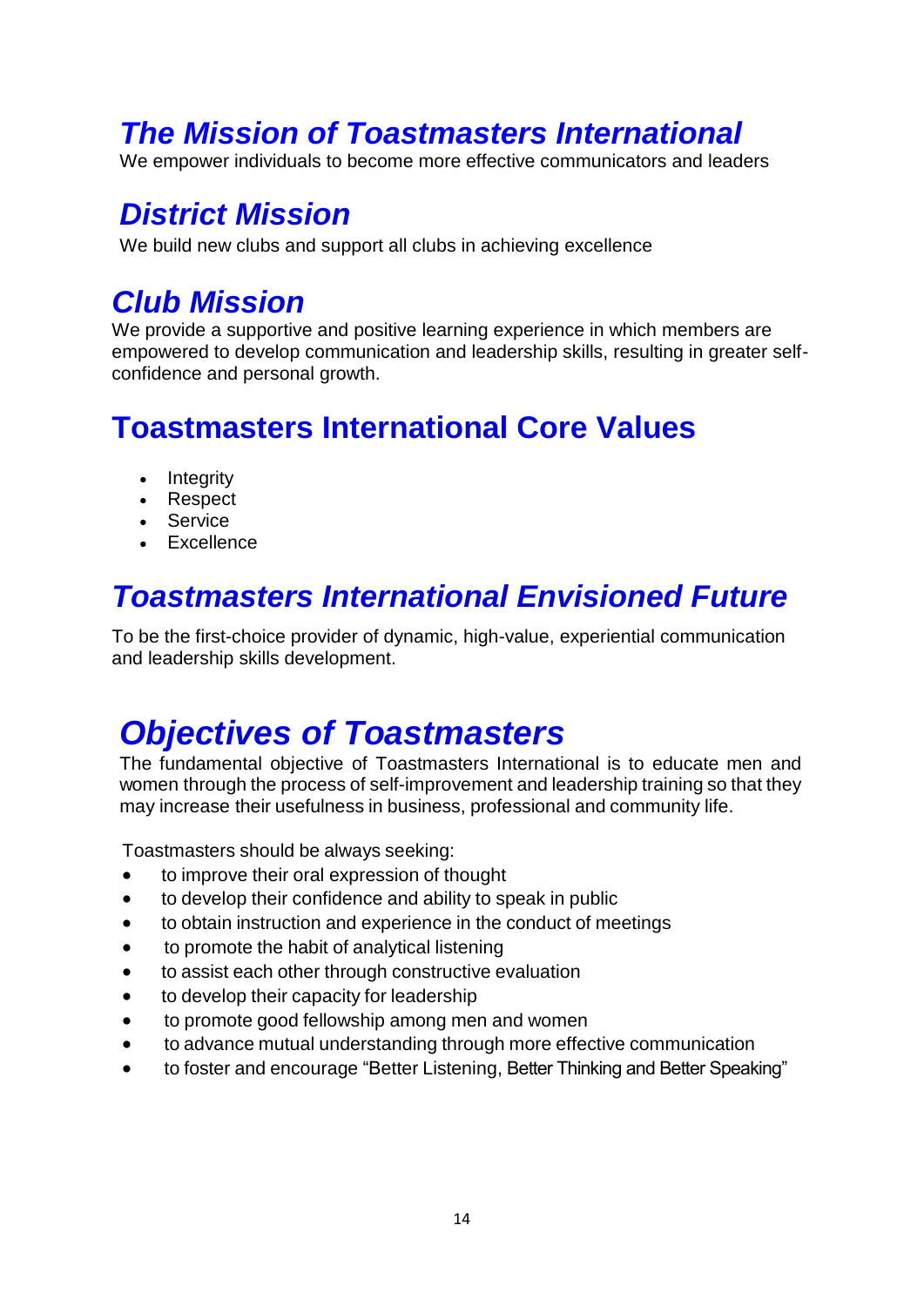## *The Mission of Toastmasters International*

We empower individuals to become more effective communicators and leaders

## *District Mission*

We build new clubs and support all clubs in achieving excellence

## *Club Mission*

We provide a supportive and positive learning experience in which members are empowered to develop communication and leadership skills, resulting in greater self-confidence and personal growth.

## Toastmasters International Core Values

- Integrity
- Respect
- Service
- Excellence

## *Toastmasters International Envisioned Future*

To be the first-choice provider of dynamic, high-value, experiential communication and leadership skills development.

## *Objectives of Toastmasters*

The fundamental objective of Toastmasters International is to educate men and women through the process of self-improvement and leadership training so that they may increase their usefulness in business, professional and community life.

Toastmasters should be always seeking:

- to improve their oral expression of thought
- to develop their confidence and ability to speak in public
- to obtain instruction and experience in the conduct of meetings
- to promote the habit of analytical listening
- to assist each other through constructive evaluation
- to develop their capacity for leadership
- to promote good fellowship among men and women
- to advance mutual understanding through more effective communication
- to foster and encourage "Better Listening, Better Thinking and Better Speaking"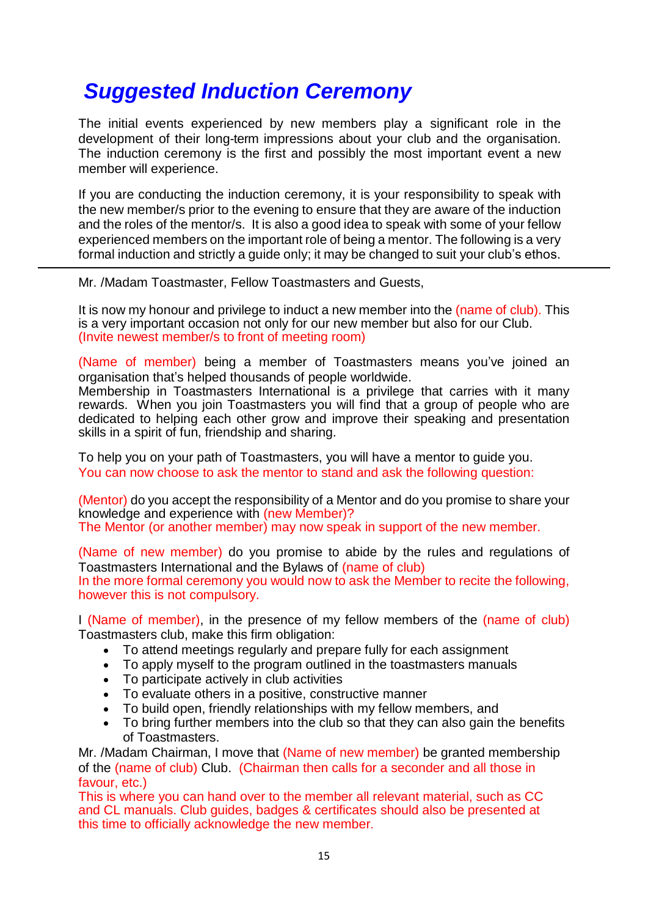# *Suggested Induction Ceremony*

The initial events experienced by new members play a significant role in the development of their long-term impressions about your club and the organisation. The induction ceremony is the first and possibly the most important event a new member will experience.

If you are conducting the induction ceremony, it is your responsibility to speak with the new member/s prior to the evening to ensure that they are aware of the induction and the roles of the mentor/s. It is also a good idea to speak with some of your fellow experienced members on the important role of being a mentor. The following is a very formal induction and strictly a guide only; it may be changed to suit your club's ethos.

---

Mr. /Madam Toastmaster, Fellow Toastmasters and Guests,

It is now my honour and privilege to induct a new member into the (name of club). This is a very important occasion not only for our new member but also for our Club. (Invite newest member/s to front of meeting room)

(Name of member) being a member of Toastmasters means you've joined an organisation that's helped thousands of people worldwide.
Membership in Toastmasters International is a privilege that carries with it many rewards. When you join Toastmasters you will find that a group of people who are dedicated to helping each other grow and improve their speaking and presentation skills in a spirit of fun, friendship and sharing.

To help you on your path of Toastmasters, you will have a mentor to guide you.
You can now choose to ask the mentor to stand and ask the following question:

(Mentor) do you accept the responsibility of a Mentor and do you promise to share your knowledge and experience with (new Member)?
The Mentor (or another member) may now speak in support of the new member.

(Name of new member) do you promise to abide by the rules and regulations of Toastmasters International and the Bylaws of (name of club)
In the more formal ceremony you would now to ask the Member to recite the following, however this is not compulsory.

I (Name of member), in the presence of my fellow members of the (name of club) Toastmasters club, make this firm obligation:

- To attend meetings regularly and prepare fully for each assignment
- To apply myself to the program outlined in the toastmasters manuals
- To participate actively in club activities
- To evaluate others in a positive, constructive manner
- To build open, friendly relationships with my fellow members, and
- To bring further members into the club so that they can also gain the benefits of Toastmasters.

Mr. /Madam Chairman, I move that (Name of new member) be granted membership of the (name of club) Club. (Chairman then calls for a seconder and all those in favour, etc.)
This is where you can hand over to the member all relevant material, such as CC and CL manuals. Club guides, badges & certificates should also be presented at this time to officially acknowledge the new member.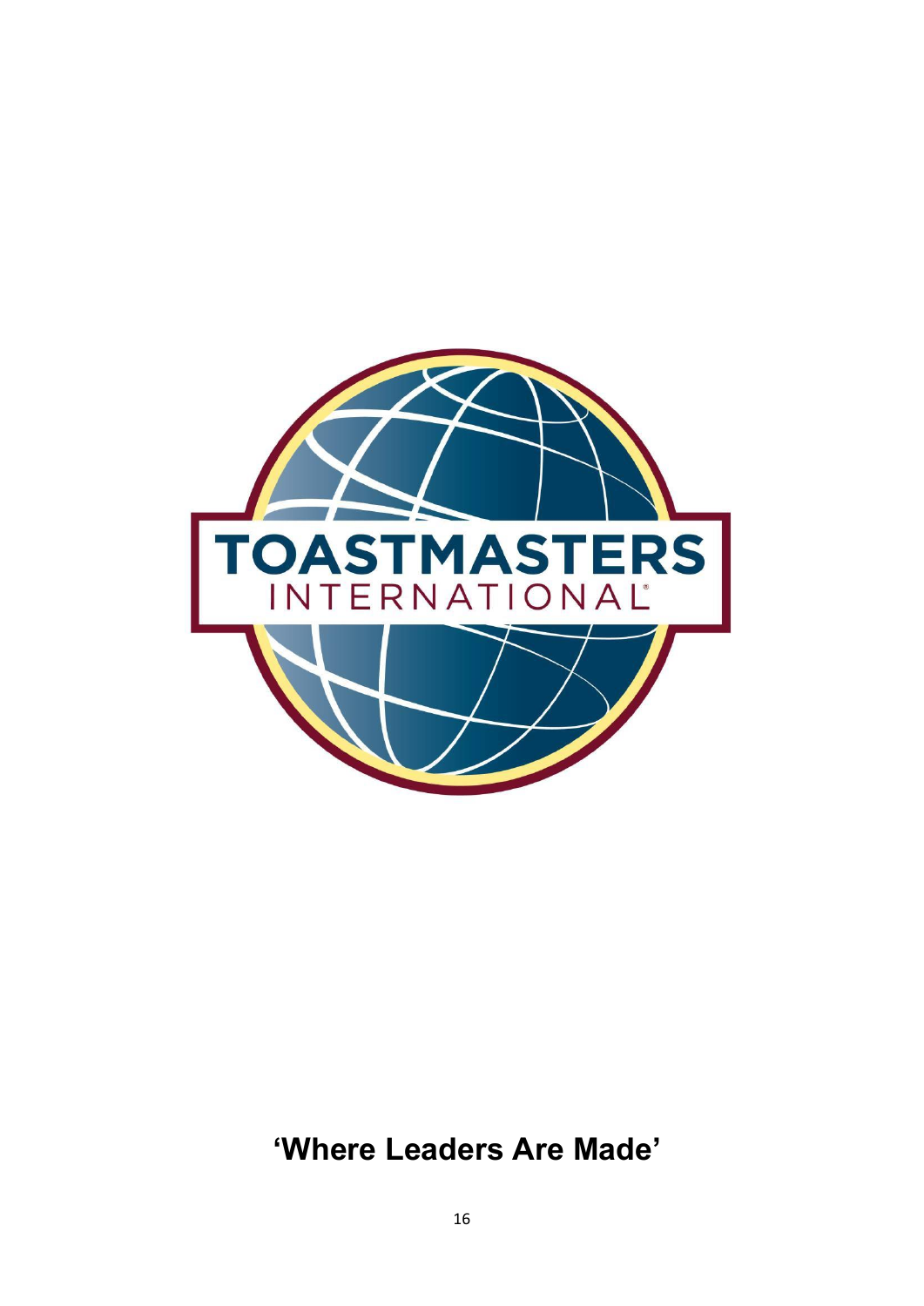TOASTMASTERS INTERNATIONAL

**'Where Leaders Are Made'**